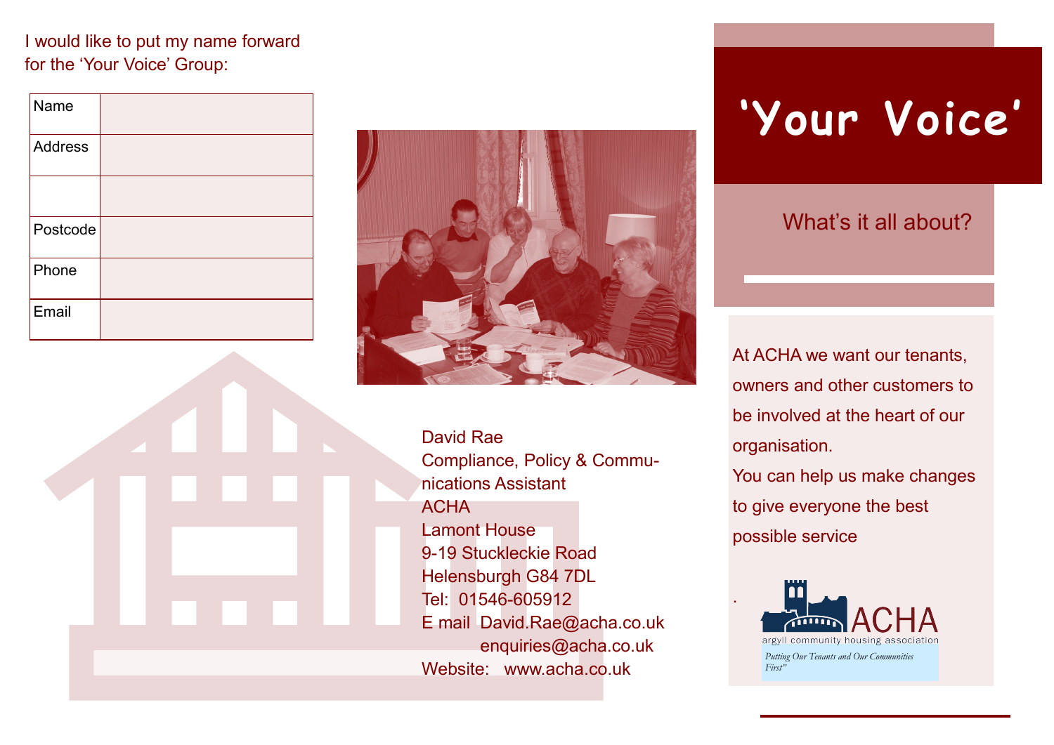I would like to put my name forward for the 'Your Voice' Group:

| Name | |
|---|---|
| Address | |
| | |
| Postcode | |
| Phone | |
| Email | |

David Rae
Compliance, Policy & Communications Assistant
ACHA
Lamont House
9-19 Stuckleckie Road
Helensburgh G84 7DL
Tel: 01546-605912
E mail David.Rae@acha.co.uk
enquiries@acha.co.uk
Website: www.acha.co.uk

# 'Your Voice'

## What's it all about?

At ACHA we want our tenants, owners and other customers to be involved at the heart of our organisation.

You can help us make changes to give everyone the best possible service

ACHA
argyll community housing association
*Putting Our Tenants and Our Communities First"*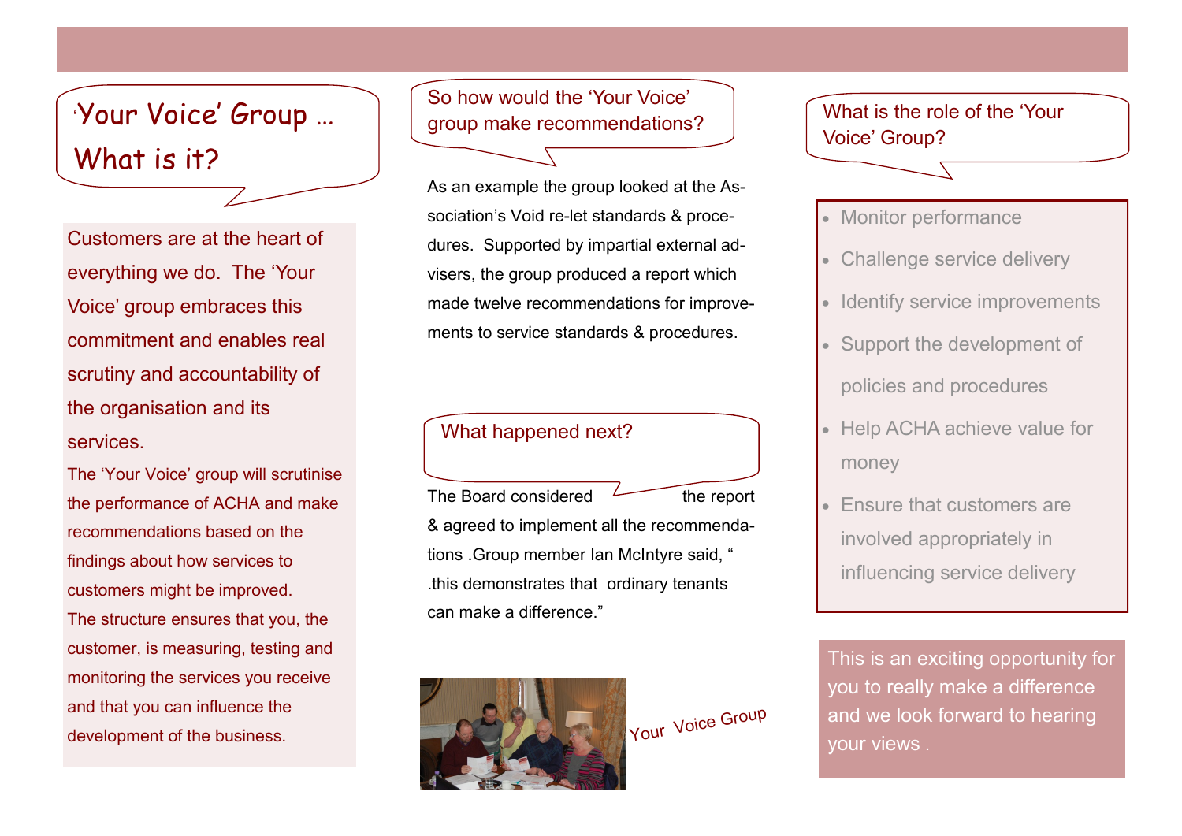## 'Your Voice' Group … What is it?

Customers are at the heart of everything we do. The 'Your Voice' group embraces this commitment and enables real scrutiny and accountability of the organisation and its services.

The 'Your Voice' group will scrutinise the performance of ACHA and make recommendations based on the findings about how services to customers might be improved. The structure ensures that you, the customer, is measuring, testing and monitoring the services you receive and that you can influence the development of the business.

## So how would the 'Your Voice' group make recommendations?

As an example the group looked at the Association's Void re-let standards & procedures. Supported by impartial external advisers, the group produced a report which made twelve recommendations for improvements to service standards & procedures.

## What happened next?

The Board considered the report & agreed to implement all the recommendations .Group member Ian McIntyre said, " .this demonstrates that ordinary tenants can make a difference."

Your Voice Group

## What is the role of the 'Your Voice' Group?

- Monitor performance
- Challenge service delivery
- Identify service improvements
- Support the development of policies and procedures
- Help ACHA achieve value for money
- Ensure that customers are involved appropriately in influencing service delivery

This is an exciting opportunity for you to really make a difference and we look forward to hearing your views .